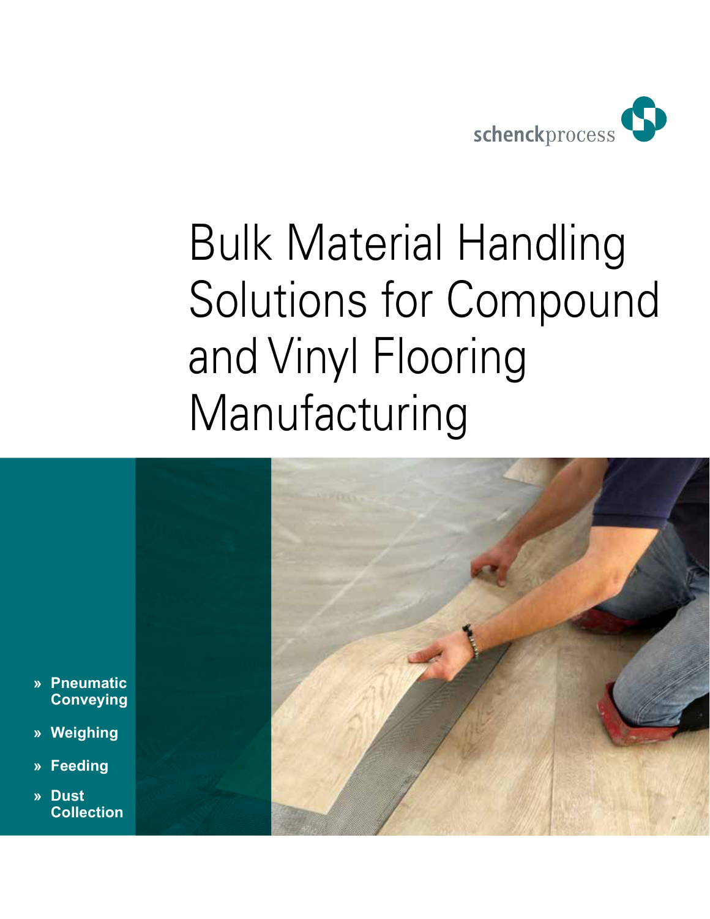schenckprocess

# Bulk Material Handling Solutions for Compound and Vinyl Flooring Manufacturing

- » **Pneumatic Conveying**
- » **Weighing**
- » **Feeding**
- » **Dust Collection**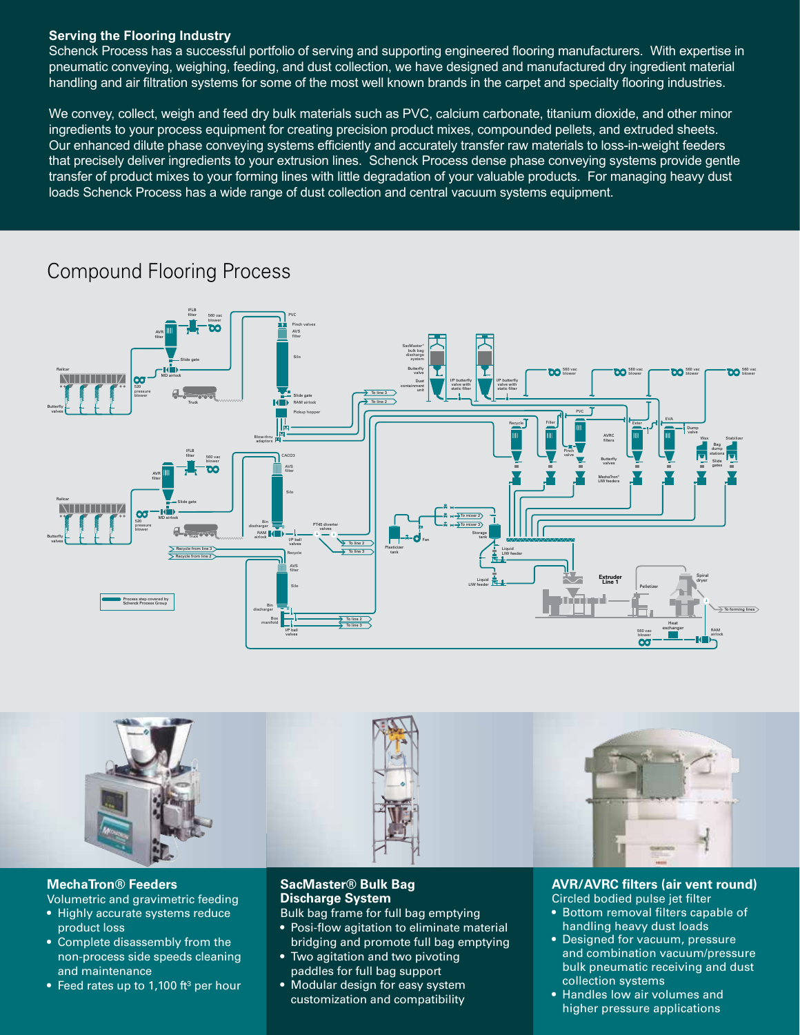## Serving the Flooring Industry

Schenck Process has a successful portfolio of serving and supporting engineered flooring manufacturers. With expertise in pneumatic conveying, weighing, feeding, and dust collection, we have designed and manufactured dry ingredient material handling and air filtration systems for some of the most well known brands in the carpet and specialty flooring industries.

We convey, collect, weigh and feed dry bulk materials such as PVC, calcium carbonate, titanium dioxide, and other minor ingredients to your process equipment for creating precision product mixes, compounded pellets, and extruded sheets. Our enhanced dilute phase conveying systems efficiently and accurately transfer raw materials to loss-in-weight feeders that precisely deliver ingredients to your extrusion lines. Schenck Process dense phase conveying systems provide gentle transfer of product mixes to your forming lines with little degradation of your valuable products. For managing heavy dust loads Schenck Process has a wide range of dust collection and central vacuum systems equipment.

# Compound Flooring Process

## MechaTron® Feeders

Volumetric and gravimetric feeding

- Highly accurate systems reduce product loss
- Complete disassembly from the non-process side speeds cleaning and maintenance
- Feed rates up to 1,100 ft³ per hour

## SacMaster® Bulk Bag Discharge System

Bulk bag frame for full bag emptying

- Posi-flow agitation to eliminate material bridging and promote full bag emptying
- Two agitation and two pivoting paddles for full bag support
- Modular design for easy system customization and compatibility

## AVR/AVRC filters (air vent round)

Circled bodied pulse jet filter

- Bottom removal filters capable of handling heavy dust loads
- Designed for vacuum, pressure and combination vacuum/pressure bulk pneumatic receiving and dust collection systems
- Handles low air volumes and higher pressure applications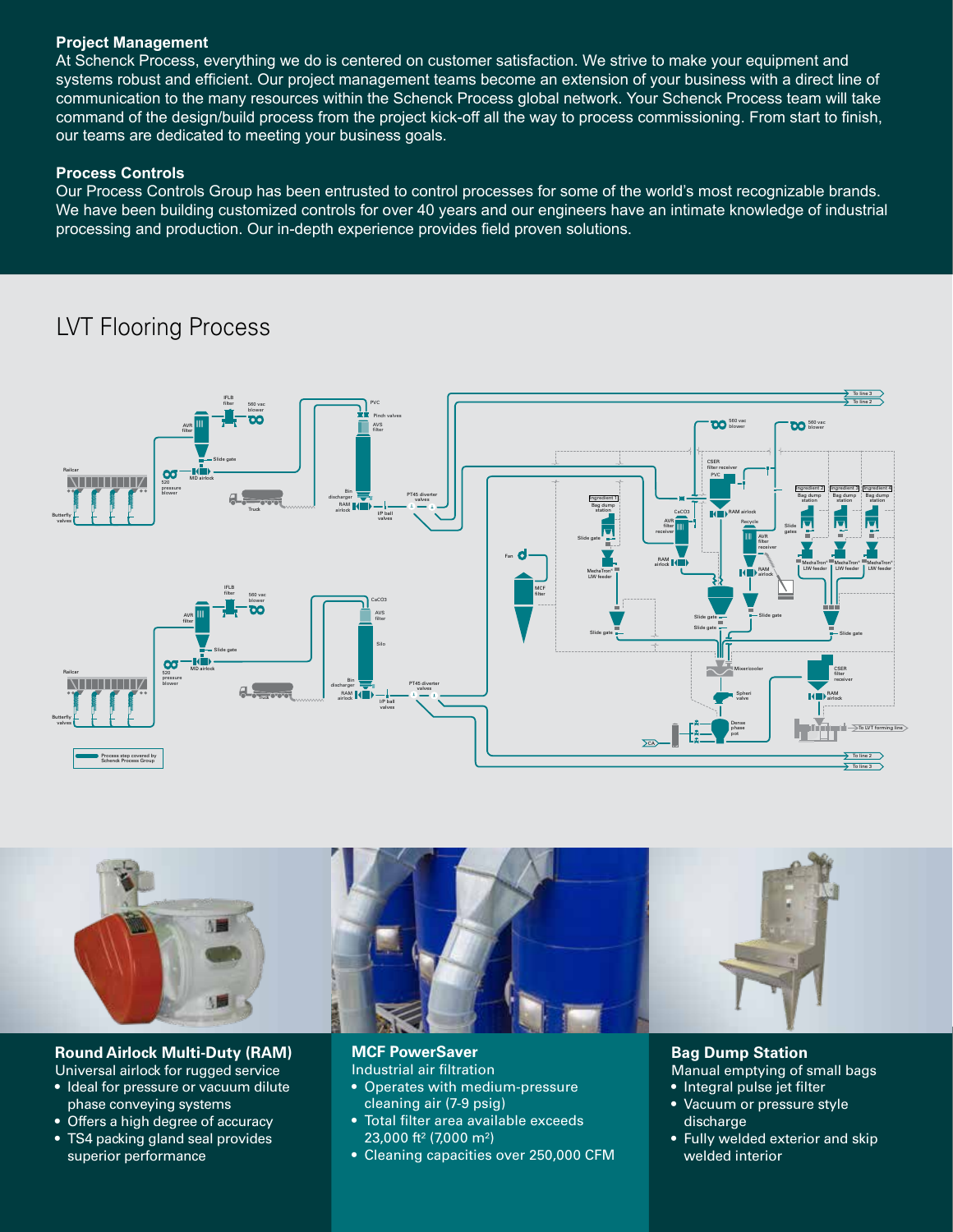## Project Management

At Schenck Process, everything we do is centered on customer satisfaction. We strive to make your equipment and systems robust and efficient. Our project management teams become an extension of your business with a direct line of communication to the many resources within the Schenck Process global network. Your Schenck Process team will take command of the design/build process from the project kick-off all the way to process commissioning. From start to finish, our teams are dedicated to meeting your business goals.

## Process Controls

Our Process Controls Group has been entrusted to control processes for some of the world's most recognizable brands. We have been building customized controls for over 40 years and our engineers have an intimate knowledge of industrial processing and production. Our in-depth experience provides field proven solutions.

# LVT Flooring Process

### Round Airlock Multi-Duty (RAM)

Universal airlock for rugged service

- Ideal for pressure or vacuum dilute phase conveying systems
- Offers a high degree of accuracy
- TS4 packing gland seal provides superior performance

### MCF PowerSaver

Industrial air filtration

- Operates with medium-pressure cleaning air (7-9 psig)
- Total filter area available exceeds 23,000 ft² (7,000 m²)
- Cleaning capacities over 250,000 CFM

### Bag Dump Station

Manual emptying of small bags

- Integral pulse jet filter
- Vacuum or pressure style discharge
- Fully welded exterior and skip welded interior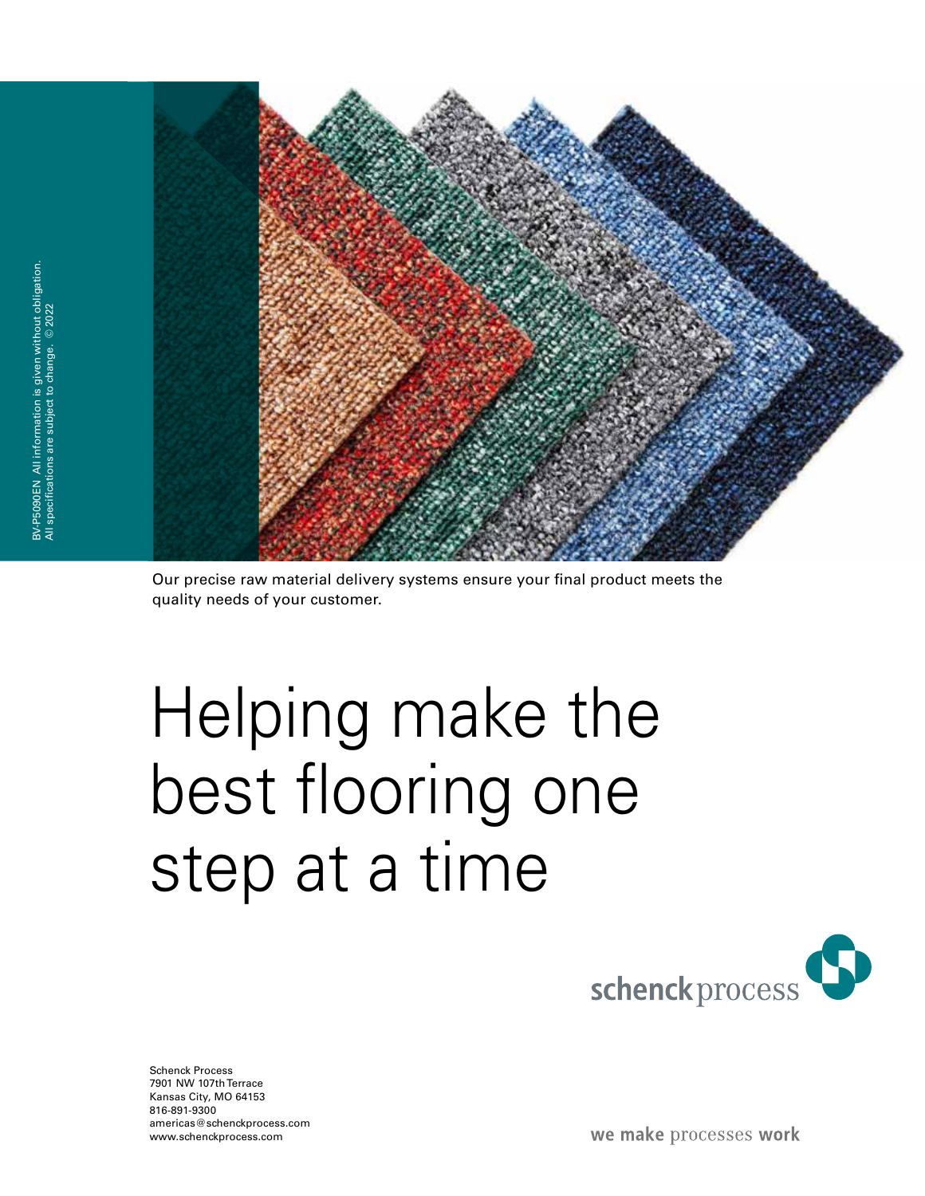BV-P5090EN All information is given without obligation.
All specifications are subject to change. © 2022

Our precise raw material delivery systems ensure your final product meets the quality needs of your customer.

# Helping make the best flooring one step at a time

schenck process

Schenck Process
7901 NW 107th Terrace
Kansas City, MO 64153
816-891-9300
americas@schenckprocess.com
www.schenckprocess.com

we make processes work